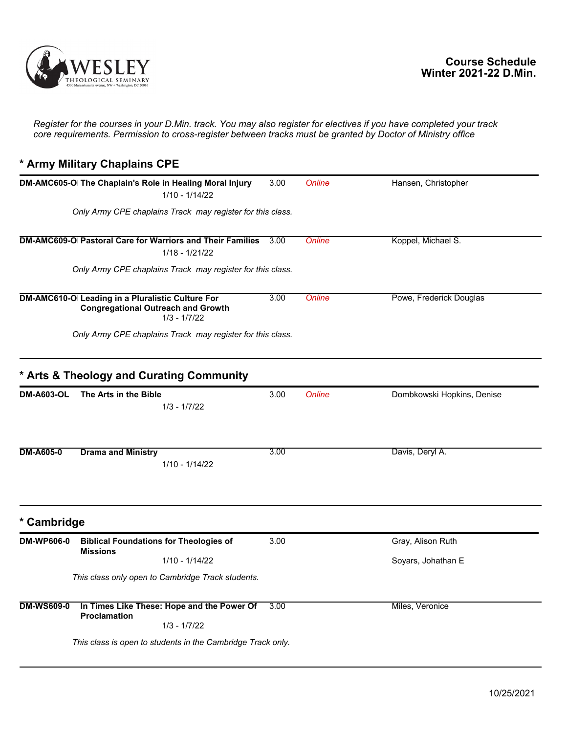# Course Schedule Winter 2021-22 D.Min.

*Register for the courses in your D.Min. track. You may also register for electives if you have completed your track core requirements. Permission to cross-register between tracks must be granted by Doctor of Ministry office*

## * Army Military Chaplains CPE

| Course | Title | Credits | Format | Instructor |
|---|---|---|---|---|
| DM-AMC605-OI | **The Chaplain's Role in Healing Moral Injury** 1/10 - 1/14/22 | 3.00 | *Online* | Hansen, Christopher |

*Only Army CPE chaplains Track may register for this class.*

| Course | Title | Credits | Format | Instructor |
|---|---|---|---|---|
| DM-AMC609-OI | **Pastoral Care for Warriors and Their Families** 1/18 - 1/21/22 | 3.00 | *Online* | Koppel, Michael S. |

*Only Army CPE chaplains Track may register for this class.*

| Course | Title | Credits | Format | Instructor |
|---|---|---|---|---|
| DM-AMC610-OI | **Leading in a Pluralistic Culture For Congregational Outreach and Growth** 1/3 - 1/7/22 | 3.00 | *Online* | Powe, Frederick Douglas |

*Only Army CPE chaplains Track may register for this class.*

## * Arts & Theology and Curating Community

| Course | Title | Credits | Format | Instructor |
|---|---|---|---|---|
| DM-A603-OL | **The Arts in the Bible** 1/3 - 1/7/22 | 3.00 | *Online* | Dombkowski Hopkins, Denise |
| DM-A605-0 | **Drama and Ministry** 1/10 - 1/14/22 | 3.00 | | Davis, Deryl A. |

## * Cambridge

| Course | Title | Credits | Format | Instructor |
|---|---|---|---|---|
| DM-WP606-0 | **Biblical Foundations for Theologies of Missions** 1/10 - 1/14/22 | 3.00 | | Gray, Alison Ruth; Soyars, Johathan E |

*This class only open to Cambridge Track students.*

| Course | Title | Credits | Format | Instructor |
|---|---|---|---|---|
| DM-WS609-0 | **In Times Like These: Hope and the Power Of Proclamation** 1/3 - 1/7/22 | 3.00 | | Miles, Veronice |

*This class is open to students in the Cambridge Track only.*

10/25/2021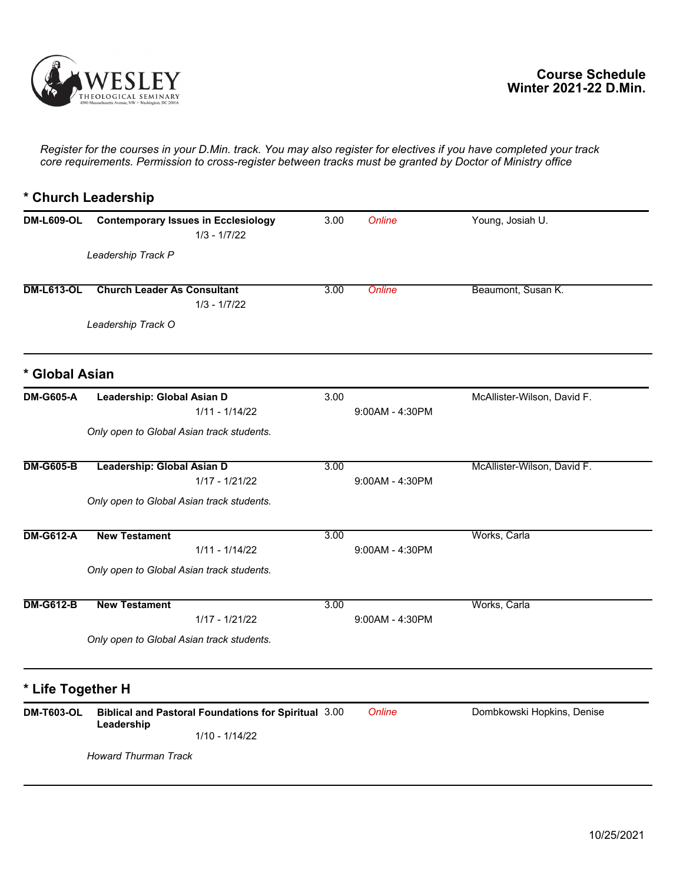**Course Schedule**
**Winter 2021-22 D.Min.**

*Register for the courses in your D.Min. track. You may also register for electives if you have completed your track core requirements. Permission to cross-register between tracks must be granted by Doctor of Ministry office*

## * Church Leadership

| Course | Title | Credits | Time | Instructor |
|---|---|---|---|---|
| DM-L609-OL | **Contemporary Issues in Ecclesiology** 1/3 - 1/7/22 *Leadership Track P* | 3.00 | *Online* | Young, Josiah U. |
| DM-L613-OL | **Church Leader As Consultant** 1/3 - 1/7/22 *Leadership Track O* | 3.00 | *Online* | Beaumont, Susan K. |

## * Global Asian

| Course | Title | Credits | Time | Instructor |
|---|---|---|---|---|
| DM-G605-A | **Leadership: Global Asian D** 1/11 - 1/14/22 *Only open to Global Asian track students.* | 3.00 | 9:00AM - 4:30PM | McAllister-Wilson, David F. |
| DM-G605-B | **Leadership: Global Asian D** 1/17 - 1/21/22 *Only open to Global Asian track students.* | 3.00 | 9:00AM - 4:30PM | McAllister-Wilson, David F. |
| DM-G612-A | **New Testament** 1/11 - 1/14/22 *Only open to Global Asian track students.* | 3.00 | 9:00AM - 4:30PM | Works, Carla |
| DM-G612-B | **New Testament** 1/17 - 1/21/22 *Only open to Global Asian track students.* | 3.00 | 9:00AM - 4:30PM | Works, Carla |

## * Life Together H

| Course | Title | Credits | Time | Instructor |
|---|---|---|---|---|
| DM-T603-OL | **Biblical and Pastoral Foundations for Spiritual Leadership** 1/10 - 1/14/22 *Howard Thurman Track* | 3.00 | *Online* | Dombkowski Hopkins, Denise |

10/25/2021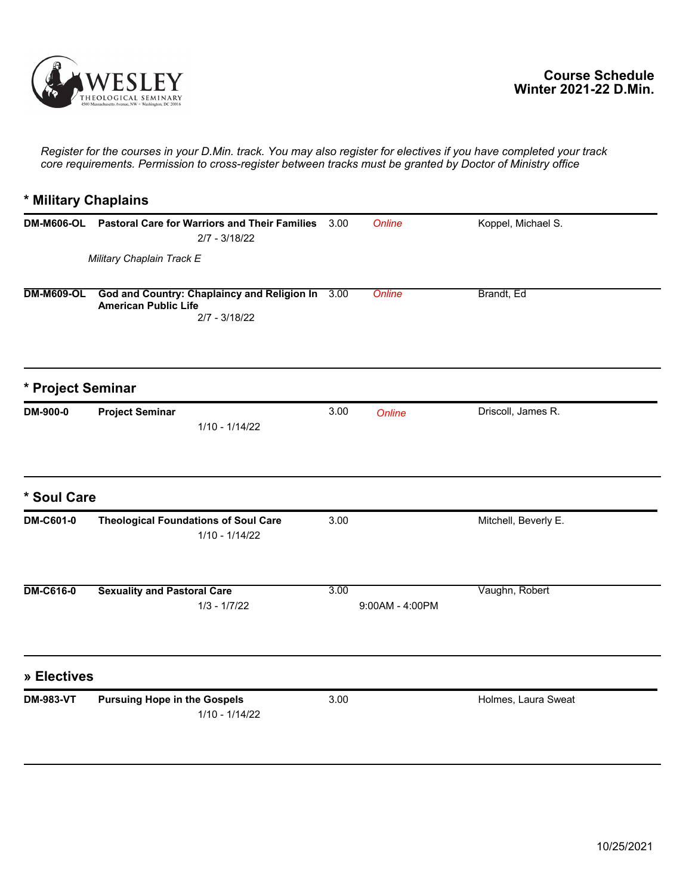**Course Schedule**
**Winter 2021-22 D.Min.**

*Register for the courses in your D.Min. track. You may also register for electives if you have completed your track core requirements. Permission to cross-register between tracks must be granted by Doctor of Ministry office*

## * Military Chaplains

| | | | | |
|---|---|---|---|---|
| **DM-M606-OL** | **Pastoral Care for Warriors and Their Families** 2/7 - 3/18/22 *Military Chaplain Track E* | 3.00 | *Online* | Koppel, Michael S. |
| **DM-M609-OL** | **God and Country: Chaplaincy and Religion In American Public Life** 2/7 - 3/18/22 | 3.00 | *Online* | Brandt, Ed |

## * Project Seminar

| | | | | |
|---|---|---|---|---|
| **DM-900-0** | **Project Seminar** 1/10 - 1/14/22 | 3.00 | *Online* | Driscoll, James R. |

## * Soul Care

| | | | | |
|---|---|---|---|---|
| **DM-C601-0** | **Theological Foundations of Soul Care** 1/10 - 1/14/22 | 3.00 | | Mitchell, Beverly E. |
| **DM-C616-0** | **Sexuality and Pastoral Care** 1/3 - 1/7/22 | 3.00 | 9:00AM - 4:00PM | Vaughn, Robert |

## » Electives

| | | | | |
|---|---|---|---|---|
| **DM-983-VT** | **Pursuing Hope in the Gospels** 1/10 - 1/14/22 | 3.00 | | Holmes, Laura Sweat |

10/25/2021